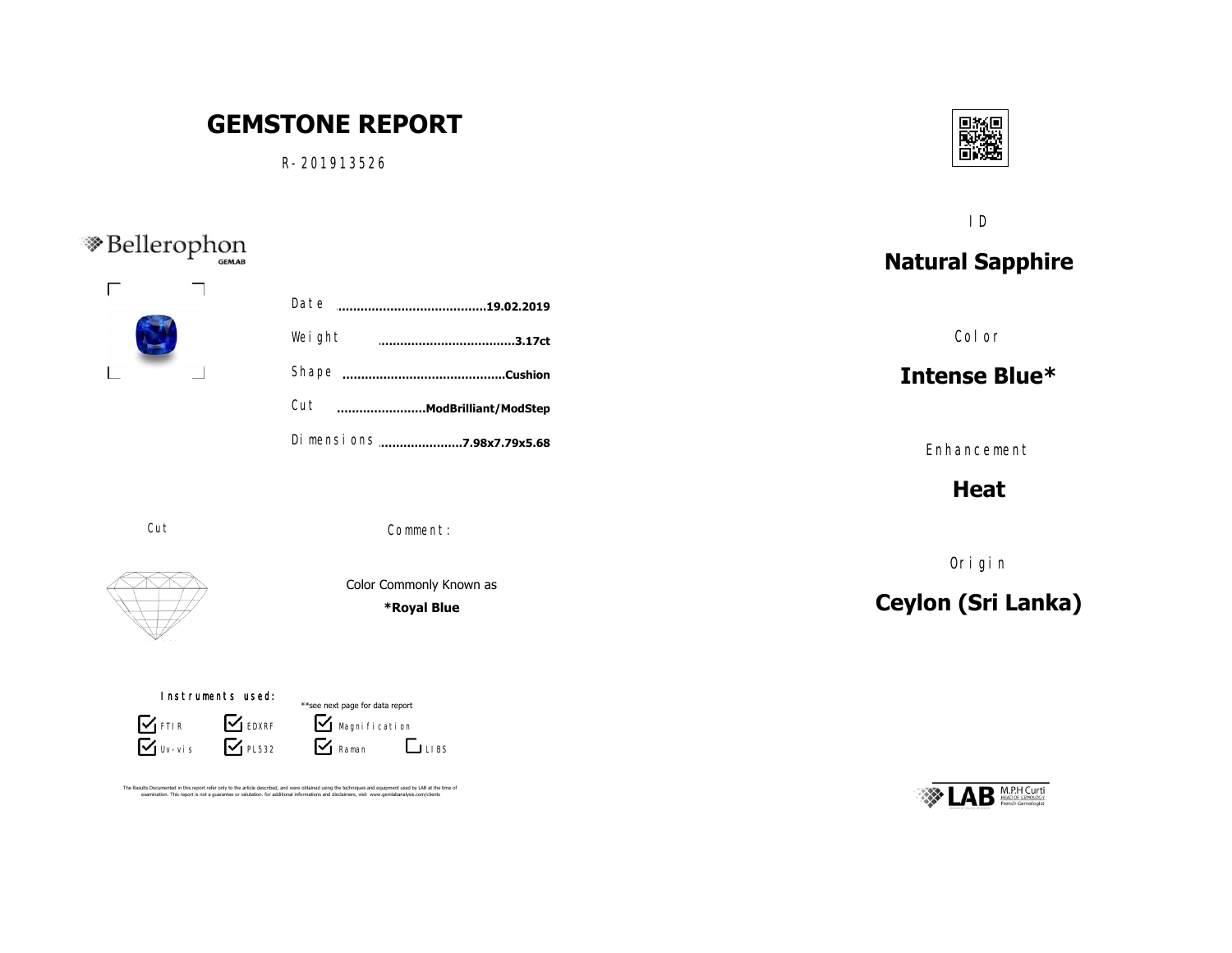# GEMSTONE REPORT

R-201913526

Bellerophon GEMLAB

Date ........................................19.02.2019

Weight ....................................3.17ct

Shape ...........................................Cushion

Cut ........................ModBrilliant/ModStep

Dimensions ......................7.98x7.79x5.68

Cut

Comment:

Color Commonly Known as

**\*Royal Blue**

Instruments used:

**see next page for data report

- [x] FTIR
- [x] EDXRF
- [x] Magnification
- [x] Uv-vis
- [x] PL532
- [x] Raman
- [ ] LIBS

The Results Documented in this report refer only to the article described, and were obtained using the techniques and equipment used by LAB at the time of examination. This report is not a guarantee or valutation. for additional informations and disclaimers, visit www.gemlabanalysis.com/clients

ID

## Natural Sapphire

Color

## Intense Blue*

Enhancement

## Heat

Origin

## Ceylon (Sri Lanka)

LAB M.P.H Curti HEAD OF GEMOLOGY French Gemologist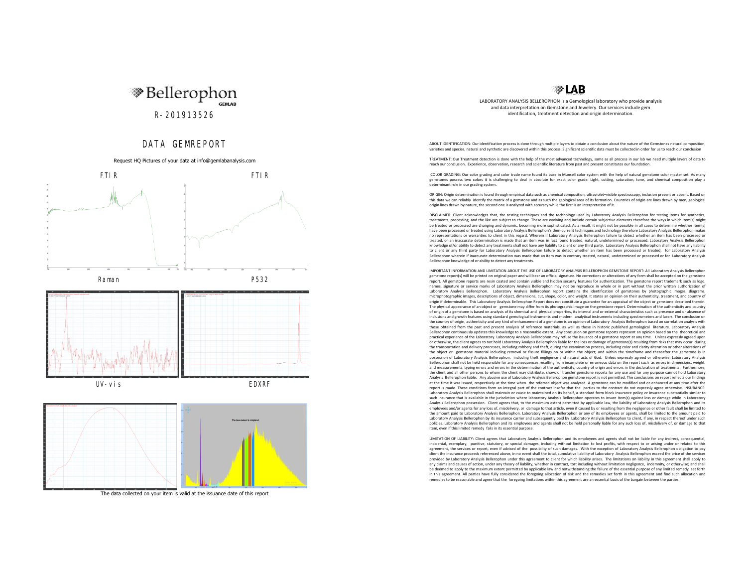Bellerophon

GEMLAB

R-201913526

# DATA GEMREPORT

Request HQ Pictures of your data at info@gemlabanalysis.com

FTIR

FTIR

Raman

P532

UV-vis

EDXRF

The measurement is completed

The data collected on your item is valid at the issuance date of this report

LAB

LABORATORY ANALYSIS BELLEROPHON is a Gemological laboratory who provide analysis and data interpretation on Gemstone and Jewelery. Our services include gem identification, treatment detection and origin determination.

ABOUT IDENTIFICATION: Our identification process is done through multiple layers to obtain a conclusion about the nature of the Gemstones natural composition, varieties and species, natural and synthetic are discovered within this process. Significant scientific data must be collected in order for us to reach our conclusion

TREATMENT: Our Treatment detection is done with the help of the most advanced technology, same as all process in our lab we need multiple layers of data to reach our conclusion. Experience, observation, research and scientific literature from past and present constitutes our foundation.

COLOR GRADING: Our color grading and color trade name found its base in Munsell color system with the help of natural gemstone color master set. As many gemstones possess two colors it is challenging to deal in absolute for exact color grade. Light, cutting, saturation, tone, and chemical composition play a determinant role in our grading system.

ORIGIN: Origin determination is found through empirical data such as chemical composition, ultraviolet–visible spectroscopy, inclusion present or absent. Based on this data we can reliably identify the matrix of a gemstone and as such the geological area of its formation. Countries of origin are lines drawn by men, geological origin lines drawn by nature, the second one is analyzed with accuracy while the first is an interpretation of it.

DISCLAIMER: Client acknowledges that, the testing techniques and the technology used by Laboratory Analysis Bellerophon for testing items for synthetics, treatments, processing, and the like are subject to change. These are evolving and include certain subjective elements therefore the ways in which item(s) might be treated or processed are changing and dynamic, becoming more sophisticated. As a result, it might not be possible in all cases to determine whether item(s) have been processed or treated using Laboratory Analysis Bellerophon's then-current techniques and technology therefore Laboratory Analysis Bellerophon makes no representations or warranties to client in this regard. Wherein if Laboratory Analysis Bellerophon failure to detect whether an item has been processed or treated, or an inaccurate determination is made that an item was in fact found treated, natural, undetermined or processed. Laboratory Analysis Bellerophon knowledge of/or ability to detect any treatments shall not have any liability to client or any third party. Laboratory Analysis Bellerophon shall not have any liability to client or any third party for Laboratory Analysis Bellerophon failure to detect whether an item has been processed or treated, for Laboratory Analysis Bellerophon wherein if inaccurate determination was made that an item was in contrary treated, natural, undetermined or processed or for Laboratory Analysis Bellerophon knowledge of or ability to detect any treatments.

IMPORTANT INFORMATION AND LIMITATION ABOUT THE USE OF LABORATORY ANALYSIS BELLEROPHON GEMSTONE REPORT: All Laboratory Analysis Bellerophon gemstone report(s) will be printed on original paper and will bear an official signature. No corrections or alterations of any form shall be accepted on the gemstone report. All gemstone reports are resin coated and contain visible and hidden security features for authentication. The gemstone report trademark such as logo, names, signature or service marks of Laboratory Analysis Bellerophon may not be reproduce in whole or in part without the prior written authorization of Laboratory Analysis Bellerophon. Laboratory Analysis Bellerophon report contains the identification of gemstones by photographic images, diagrams, microphotographic images, descriptions of object, dimensions, cut, shape, color, and weight. It states an opinion on their authenticity, treatment, and country of origin if determinable. This Laboratory Analysis Bellerophon Report does not constitute a guarantee for an appraisal of the object or gemstone described therein. The physical appearance of an object or gemstone may differ from its photographic image on the gemstone report. Determination of the authenticity and country of origin of a gemstone is based on analysis of its chemical and physical properties, its internal and or external characteristics such as presence and or absence of inclusions and growth features using standard gemological instruments and modern analytical instruments including spectrometers and lasers. The conclusion on the country of origin, authenticity and any kind of enhancement of a gemstone is an opinion of Laboratory Analysis Bellerophon based on correlation analysis with those obtained from the past and present analysis of reference materials, as well as those in historic published gemological literature. Laboratory Analysis Bellerophon continuously updates this knowledge to a reasonable extent. Any conclusion on gemstone reports represent an opinion based on the theoretical and practical experience of the Laboratory. Laboratory Analysis Bellerophon may refuse the issuance of a gemstone report at any time. Unless expressly agreed upon or otherwise, the client agrees to not hold Laboratory Analysis Bellerophon liable for the loss or damage of gemstone(s) resulting from risks that may occur during the transportation and delivery processes, including robbery and theft, during the examination process, including color and clarity alteration or other alterations of the object or gemstone material including removal or fissure fillings on or within the object; and within the timeframe and thereafter the gemstone is in possession of Laboratory Analysis Bellerophon, including theft negligence and natural acts of God. Unless expressly agreed or otherwise, Laboratory Analysis Bellerophon shall not be held responsible for any consequences resulting from incomplete or erroneous data on the report such as errors in dimensions, weight, and measurements, typing errors and errors in the determination of the authenticity, country of origin and errors in the declaration of treatments. Furthermore, the client and all other persons to whom the client may distribute, show, or transfer gemstone reports for any use and for any purpose cannot hold Laboratory Analysis Bellerophon liable. Any abusive use of Laboratory Analysis Bellerophon gemstone report is not permitted. The conclusions on report reflects our findings at the time it was issued, respectively at the time when the referred object was analyzed. A gemstone can be modified and or enhanced at any time after the report is made. These conditions form an integral part of the contract insofar that the parties to the contract do not expressly agree otherwise. INSURANCE: Laboratory Analysis Bellerophon shall maintain or cause to maintained on its behalf, a standard form block insurance policy or insurance substantially similar to such insurance that is available in the jurisdiction where laboratory Analysis Bellerophon operates to insure item(s) against loss or damage while in Laboratory Analysis Bellerophon possession. Client agrees that, to the maximum extent permitted by applicable law, the liability of Laboratory Analysis Bellerophon and its employees and/or agents for any loss of, misdelivery, or damage to that article, even if caused by or resulting from the negligence or other fault shall be limited to the amount paid to Laboratory Analysis Bellerophon. Laboratory Analysis Bellerophon or any of its employees or agents, shall be limited to the amount paid to Laboratory Analysis Bellerophon by its insurance carrier and subsequently paid by Laboratory Analysis Bellerophon to client, if any, in respect thereof under such policies. Laboratory Analysis Bellerophon and its employees and agents shall not be held personally liable for any such loss of, misdelivery of, or damage to that item, even if this limited remedy fails in its essential purpose.

LIMITATION OF LIABILITY: Client agrees that Laboratory Analysis Bellerophon and its employees and agents shall not be liable for any indirect, consequential, incidental, exemplary, punitive, statutory, or special damages, including without limitation to lost profits, with respect to or arising under or related to this agreement, the services or report, even if advised of the possibility of such damages. With the exception of Laboratory Analysis Bellerophon obligation to pay client the insurance proceeds referenced above, in no event shall the total, cumulative liability of Laboratory Analysis Bellerophon exceed the price of the services provided by Laboratory Analysis Bellerophon under this agreement to client for which liability arises. The limitations on liability in this agreement shall apply to any claims and causes of action, under any theory of liability, whether in contract, tort including without limitation negligence, indemnity, or otherwise; and shall be deemed to apply to the maximum extent permitted by applicable law and notwithstanding the failure of the essential purpose of any limited remedy set forth in this agreement. All parties have fully considered the foregoing allocation of risk and the remedies set forth in this agreement and find such allocation and remedies to be reasonable and agree that the foregoing limitations within this agreement are an essential basis of the bargain between the parties.